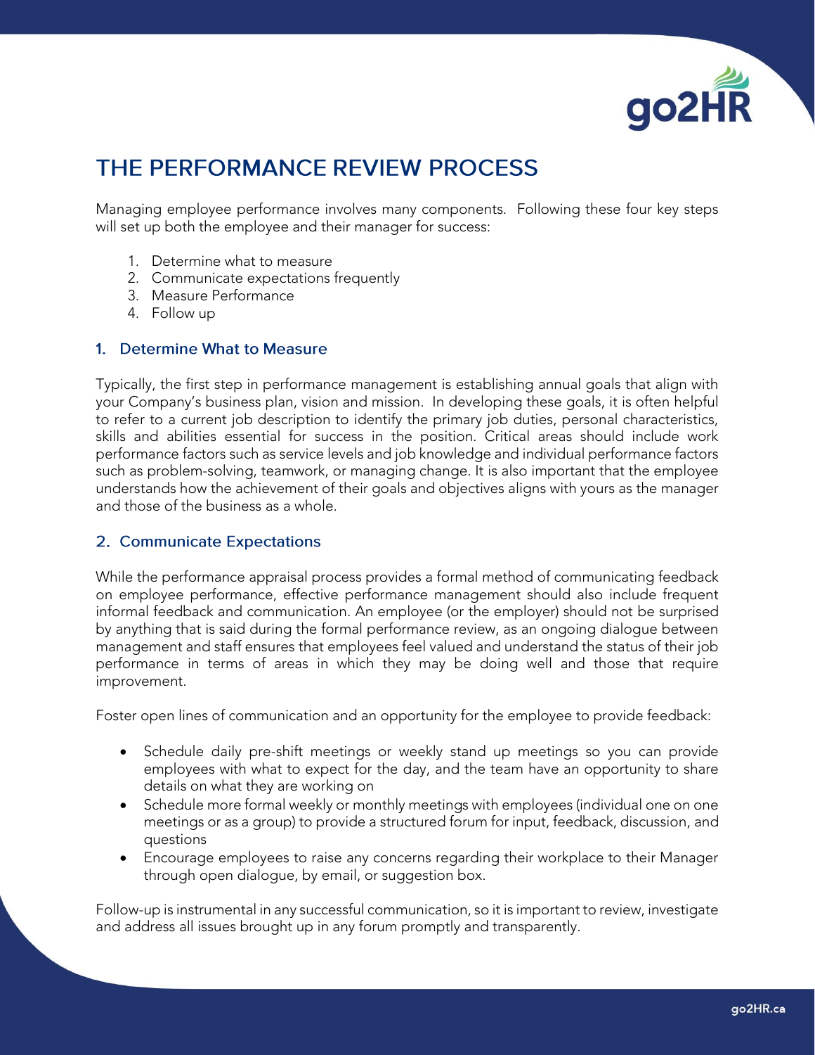# THE PERFORMANCE REVIEW PROCESS

Managing employee performance involves many components. Following these four key steps will set up both the employee and their manager for success:

1. Determine what to measure
2. Communicate expectations frequently
3. Measure Performance
4. Follow up

## 1. Determine What to Measure

Typically, the first step in performance management is establishing annual goals that align with your Company's business plan, vision and mission. In developing these goals, it is often helpful to refer to a current job description to identify the primary job duties, personal characteristics, skills and abilities essential for success in the position. Critical areas should include work performance factors such as service levels and job knowledge and individual performance factors such as problem-solving, teamwork, or managing change. It is also important that the employee understands how the achievement of their goals and objectives aligns with yours as the manager and those of the business as a whole.

## 2. Communicate Expectations

While the performance appraisal process provides a formal method of communicating feedback on employee performance, effective performance management should also include frequent informal feedback and communication. An employee (or the employer) should not be surprised by anything that is said during the formal performance review, as an ongoing dialogue between management and staff ensures that employees feel valued and understand the status of their job performance in terms of areas in which they may be doing well and those that require improvement.

Foster open lines of communication and an opportunity for the employee to provide feedback:

- Schedule daily pre-shift meetings or weekly stand up meetings so you can provide employees with what to expect for the day, and the team have an opportunity to share details on what they are working on
- Schedule more formal weekly or monthly meetings with employees (individual one on one meetings or as a group) to provide a structured forum for input, feedback, discussion, and questions
- Encourage employees to raise any concerns regarding their workplace to their Manager through open dialogue, by email, or suggestion box.

Follow-up is instrumental in any successful communication, so it is important to review, investigate and address all issues brought up in any forum promptly and transparently.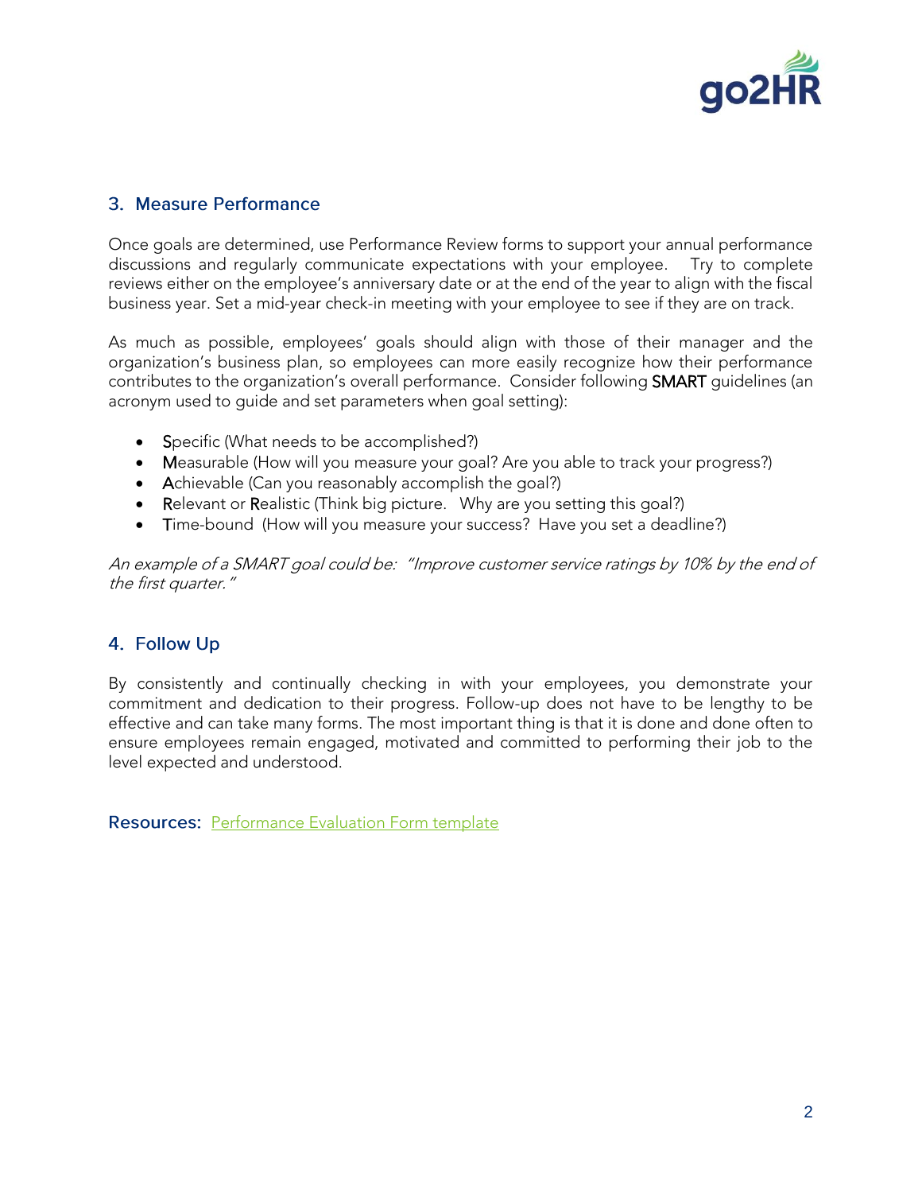## 3. Measure Performance

Once goals are determined, use Performance Review forms to support your annual performance discussions and regularly communicate expectations with your employee. Try to complete reviews either on the employee's anniversary date or at the end of the year to align with the fiscal business year. Set a mid-year check-in meeting with your employee to see if they are on track.

As much as possible, employees' goals should align with those of their manager and the organization's business plan, so employees can more easily recognize how their performance contributes to the organization's overall performance. Consider following SMART guidelines (an acronym used to guide and set parameters when goal setting):

- Specific (What needs to be accomplished?)
- Measurable (How will you measure your goal? Are you able to track your progress?)
- Achievable (Can you reasonably accomplish the goal?)
- Relevant or Realistic (Think big picture. Why are you setting this goal?)
- Time-bound (How will you measure your success? Have you set a deadline?)

*An example of a SMART goal could be: "Improve customer service ratings by 10% by the end of the first quarter."*

## 4. Follow Up

By consistently and continually checking in with your employees, you demonstrate your commitment and dedication to their progress. Follow-up does not have to be lengthy to be effective and can take many forms. The most important thing is that it is done and done often to ensure employees remain engaged, motivated and committed to performing their job to the level expected and understood.

**Resources:** Performance Evaluation Form template